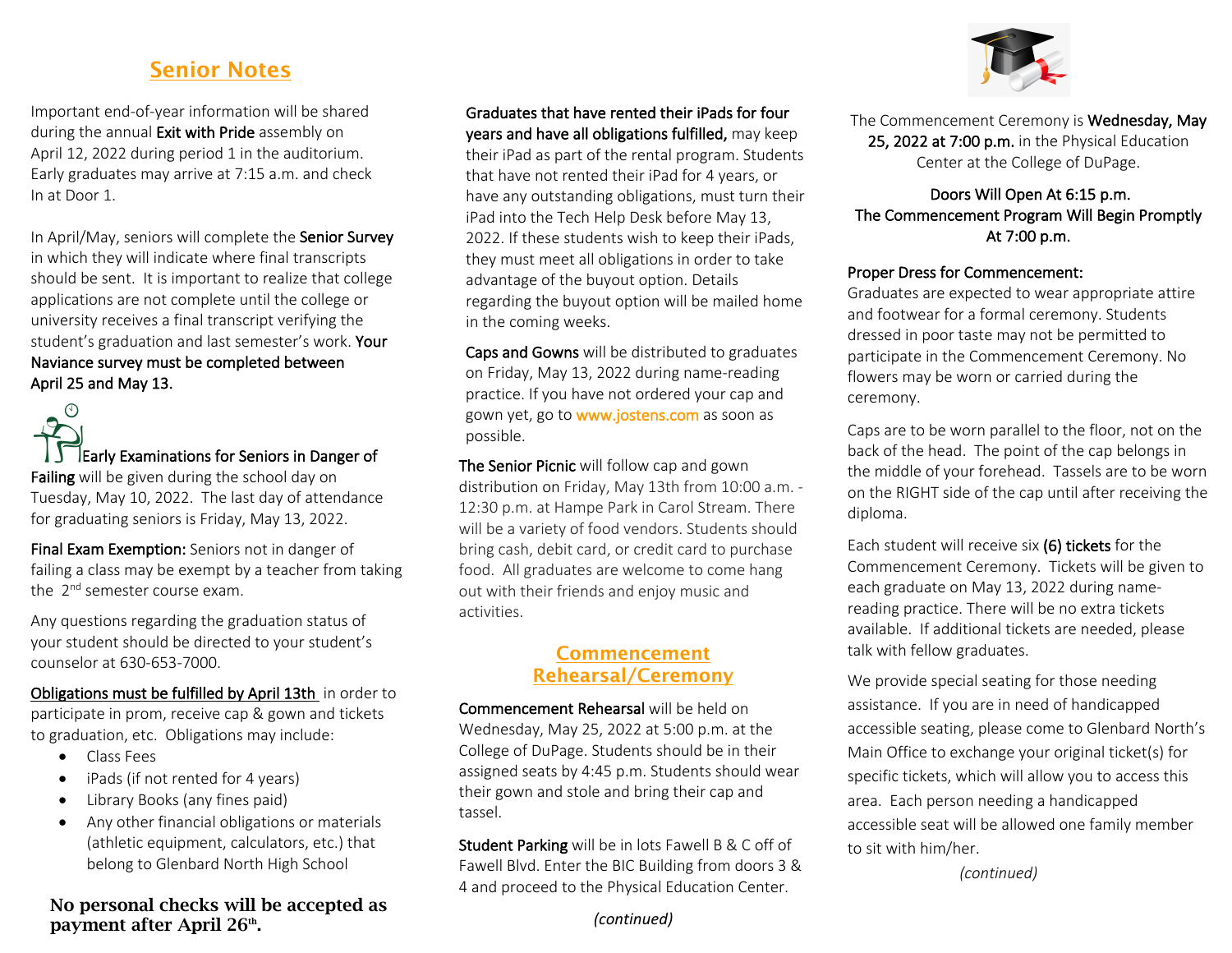# Senior Notes

Important end-of-year information will be shared during the annual **Exit with Pride** assembly on April 12, 2022 during period 1 in the auditorium. Early graduates may arrive at 7:15 a.m. and check In at Door 1.

In April/May, seniors will complete the **Senior Survey** in which they will indicate where final transcripts should be sent. It is important to realize that college applications are not complete until the college or university receives a final transcript verifying the student's graduation and last semester's work. **Your Naviance survey must be completed between April 25 and May 13.**

**Early Examinations for Seniors in Danger of Failing** will be given during the school day on Tuesday, May 10, 2022. The last day of attendance for graduating seniors is Friday, May 13, 2022.

**Final Exam Exemption:** Seniors not in danger of failing a class may be exempt by a teacher from taking the 2nd semester course exam.

Any questions regarding the graduation status of your student should be directed to your student's counselor at 630-653-7000.

Obligations must be fulfilled by April 13th in order to participate in prom, receive cap & gown and tickets to graduation, etc. Obligations may include:

- Class Fees
- iPads (if not rented for 4 years)
- Library Books (any fines paid)
- Any other financial obligations or materials (athletic equipment, calculators, etc.) that belong to Glenbard North High School

**No personal checks will be accepted as payment after April 26th.**

**Graduates that have rented their iPads for four years and have all obligations fulfilled,** may keep their iPad as part of the rental program. Students that have not rented their iPad for 4 years, or have any outstanding obligations, must turn their iPad into the Tech Help Desk before May 13, 2022. If these students wish to keep their iPads, they must meet all obligations in order to take advantage of the buyout option. Details regarding the buyout option will be mailed home in the coming weeks.

**Caps and Gowns** will be distributed to graduates on Friday, May 13, 2022 during name-reading practice. If you have not ordered your cap and gown yet, go to www.jostens.com as soon as possible.

**The Senior Picnic** will follow cap and gown distribution on Friday, May 13th from 10:00 a.m. - 12:30 p.m. at Hampe Park in Carol Stream. There will be a variety of food vendors. Students should bring cash, debit card, or credit card to purchase food. All graduates are welcome to come hang out with their friends and enjoy music and activities.

## Commencement Rehearsal/Ceremony

**Commencement Rehearsal** will be held on Wednesday, May 25, 2022 at 5:00 p.m. at the College of DuPage. Students should be in their assigned seats by 4:45 p.m. Students should wear their gown and stole and bring their cap and tassel.

**Student Parking** will be in lots Fawell B & C off of Fawell Blvd. Enter the BIC Building from doors 3 & 4 and proceed to the Physical Education Center.

*(continued)*

The Commencement Ceremony is **Wednesday, May 25, 2022 at 7:00 p.m.** in the Physical Education Center at the College of DuPage.

**Doors Will Open At 6:15 p.m.**
**The Commencement Program Will Begin Promptly At 7:00 p.m.**

**Proper Dress for Commencement:**
Graduates are expected to wear appropriate attire and footwear for a formal ceremony. Students dressed in poor taste may not be permitted to participate in the Commencement Ceremony. No flowers may be worn or carried during the ceremony.

Caps are to be worn parallel to the floor, not on the back of the head. The point of the cap belongs in the middle of your forehead. Tassels are to be worn on the RIGHT side of the cap until after receiving the diploma.

Each student will receive six **(6) tickets** for the Commencement Ceremony. Tickets will be given to each graduate on May 13, 2022 during name-reading practice. There will be no extra tickets available. If additional tickets are needed, please talk with fellow graduates.

We provide special seating for those needing assistance. If you are in need of handicapped accessible seating, please come to Glenbard North's Main Office to exchange your original ticket(s) for specific tickets, which will allow you to access this area. Each person needing a handicapped accessible seat will be allowed one family member to sit with him/her.

*(continued)*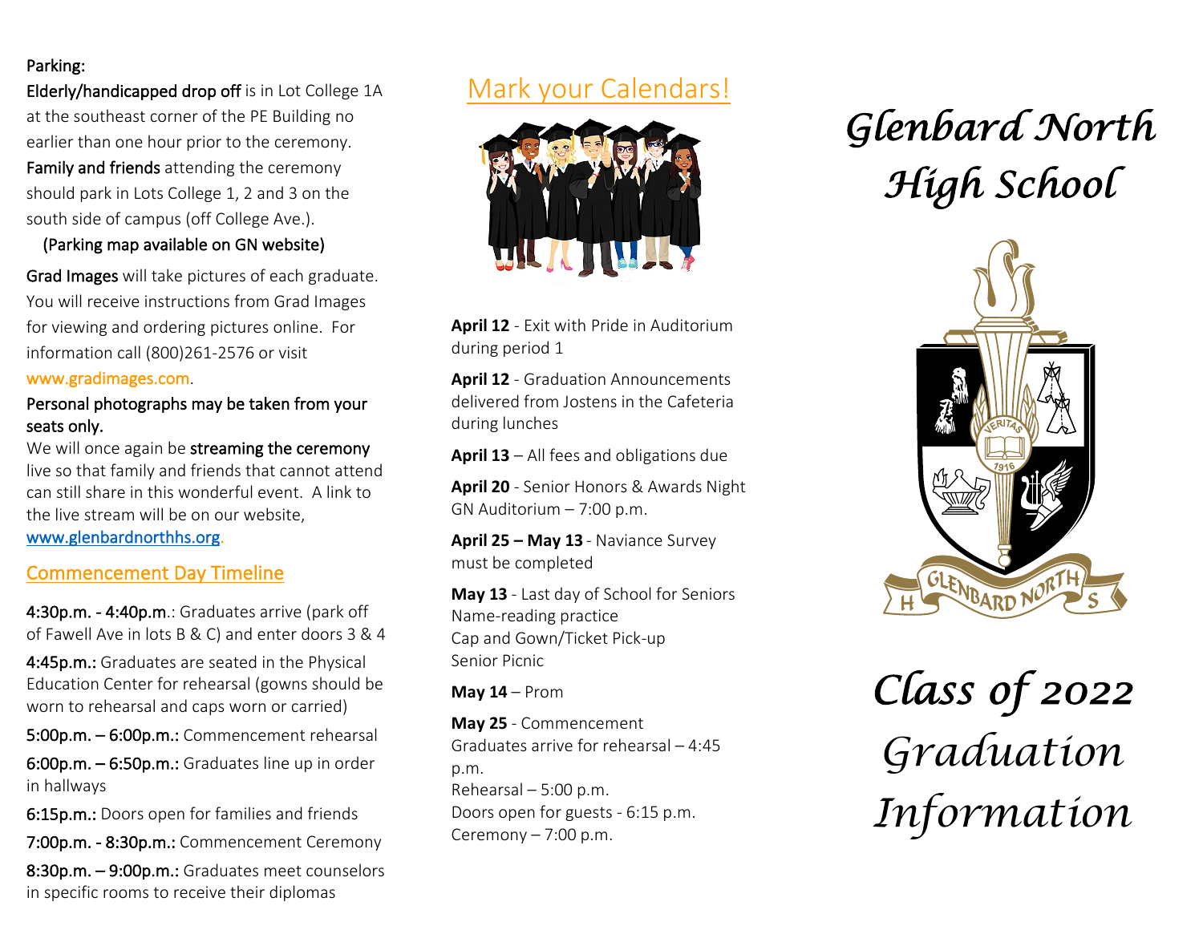Parking:

**Elderly/handicapped drop off** is in Lot College 1A at the southeast corner of the PE Building no earlier than one hour prior to the ceremony. **Family and friends** attending the ceremony should park in Lots College 1, 2 and 3 on the south side of campus (off College Ave.).

(Parking map available on GN website)

**Grad Images** will take pictures of each graduate. You will receive instructions from Grad Images for viewing and ordering pictures online. For information call (800)261-2576 or visit www.gradimages.com.

Personal photographs may be taken from your seats only.

We will once again be **streaming the ceremony** live so that family and friends that cannot attend can still share in this wonderful event. A link to the live stream will be on our website, www.glenbardnorthhs.org.

## Commencement Day Timeline

**4:30p.m. - 4:40p.m.**: Graduates arrive (park off of Fawell Ave in lots B & C) and enter doors 3 & 4

**4:45p.m.:** Graduates are seated in the Physical Education Center for rehearsal (gowns should be worn to rehearsal and caps worn or carried)

**5:00p.m. – 6:00p.m.:** Commencement rehearsal

**6:00p.m. – 6:50p.m.:** Graduates line up in order in hallways

**6:15p.m.:** Doors open for families and friends

**7:00p.m. - 8:30p.m.:** Commencement Ceremony

**8:30p.m. – 9:00p.m.:** Graduates meet counselors in specific rooms to receive their diplomas

## Mark your Calendars!

**April 12** - Exit with Pride in Auditorium during period 1

**April 12** - Graduation Announcements delivered from Jostens in the Cafeteria during lunches

**April 13** – All fees and obligations due

**April 20** - Senior Honors & Awards Night GN Auditorium – 7:00 p.m.

**April 25 – May 13** - Naviance Survey must be completed

**May 13** - Last day of School for Seniors
Name-reading practice
Cap and Gown/Ticket Pick-up
Senior Picnic

**May 14** – Prom

**May 25** - Commencement
Graduates arrive for rehearsal – 4:45 p.m.
Rehearsal – 5:00 p.m.
Doors open for guests - 6:15 p.m.
Ceremony – 7:00 p.m.

# *Glenbard North High School*

VERITAS 1916
GLENBARD NORTH H S

# *Class of 2022 Graduation Information*